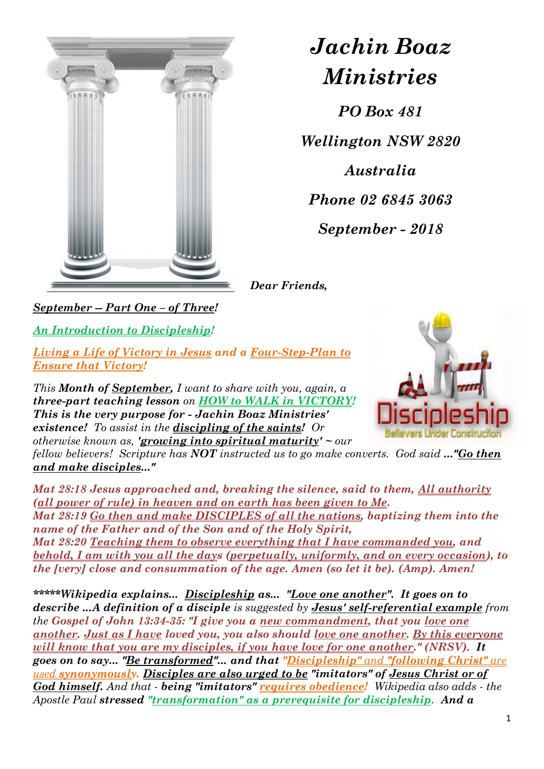# *Jachin Boaz Ministries*

***PO Box 481***

***Wellington NSW 2820***

***Australia***

***Phone 02 6845 3063***

***September - 2018***

***Dear Friends,***

***September -- Part One – of Three!***

***An Introduction to Discipleship!***

***Living a Life of Victory in Jesus and a Four-Step-Plan to Ensure that Victory!***

*This **Month of September,** I want to share with you, again, a **three-part teaching lesson** on **HOW to WALK in VICTORY! This is the very purpose for - Jachin Boaz Ministries' existence!** To assist in the **discipling of the saints!** Or otherwise known as, **'growing into spiritual maturity'** ~ our fellow believers! Scripture has **NOT** instructed us to go make converts. God said **..."Go then and make disciples..."***

***Mat 28:18 Jesus approached and, breaking the silence, said to them, All authority (all power of rule) in heaven and on earth has been given to Me.***
***Mat 28:19 Go then and make DISCIPLES of all the nations, baptizing them into the name of the Father and of the Son and of the Holy Spirit,***
***Mat 28:20 Teaching them to observe everything that I have commanded you, and behold, I am with you all the days (perpetually, uniformly, and on every occasion), to the [very] close and consummation of the age. Amen (so let it be). (Amp). Amen!***

***\*\*\*\*\*Wikipedia explains... Discipleship as... "Love one another". It goes on to describe ...A definition of a disciple** is suggested by **Jesus' self-referential example** from the **Gospel of John 13:34-35: "I give you a new commandment, that you love one another. Just as I have loved you, you also should love one another. By this everyone will know that you are my disciples, if you have love for one another." (NRSV). It goes on to say... "Be transformed"... and that "Discipleship" and "following Christ" are used synonymously. Disciples are also urged to be** "imitators" of **Jesus Christ or of God himself.** And that - **being "imitators" requires obedience!** Wikipedia also adds - the Apostle Paul **stressed "transformation" as a prerequisite for discipleship. And a***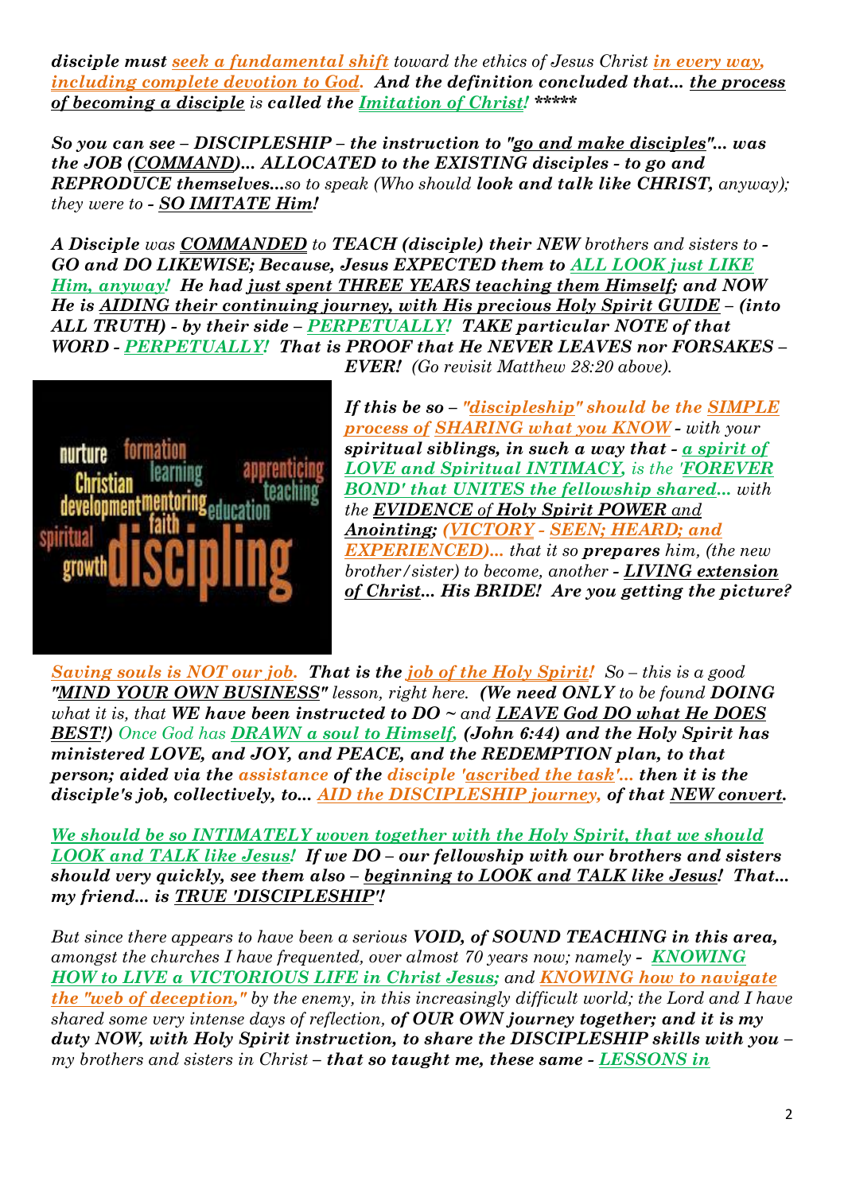***disciple must** seek a fundamental shift toward the ethics of Jesus Christ in every way, including complete devotion to God. **And the definition concluded that... the process of becoming a disciple** is **called the Imitation of Christ!** *****

***So you can see – DISCIPLESHIP – the instruction to "go and make disciples"... was the JOB (COMMAND)... ALLOCATED to the EXISTING disciples - to go and REPRODUCE themselves...**so to speak (Who should **look and talk like CHRIST,** anyway); they were to - **SO IMITATE Him!***

***A Disciple** was **COMMANDED** to **TEACH (disciple) their NEW** brothers and sisters to - **GO and DO LIKEWISE; Because, Jesus EXPECTED them to ALL LOOK just LIKE Him, anyway! He had just spent THREE YEARS teaching them Himself; and NOW He is AIDING their continuing journey, with His precious Holy Spirit GUIDE – (into ALL TRUTH) - by their side – PERPETUALLY! TAKE particular NOTE of that WORD - PERPETUALLY! That is PROOF that He NEVER LEAVES nor FORSAKES – EVER!** (Go revisit Matthew 28:20 above).*

***If this be so – "discipleship" should be the SIMPLE process of SHARING what you KNOW** - with your **spiritual siblings, in such a way that - a spirit of LOVE and Spiritual INTIMACY,** is the **'FOREVER BOND' that UNITES the fellowship shared...** with the **EVIDENCE** of **Holy Spirit POWER** and **Anointing; (VICTORY - SEEN; HEARD; and EXPERIENCED)...** that it so **prepares** him, (the new brother/sister) to become, another - **LIVING extension of Christ... His BRIDE! Are you getting the picture?***

***Saving souls is NOT our job. That is the job of the Holy Spirit!** So – this is a good **"MIND YOUR OWN BUSINESS"** lesson, right here. **(We need ONLY** to be found **DOING** what it is, that **WE have been instructed to DO** ~ and **LEAVE God DO what He DOES BEST!)** Once God has **DRAWN a soul to Himself, (John 6:44) and the Holy Spirit has ministered LOVE, and JOY, and PEACE, and the REDEMPTION plan, to that person; aided via the assistance of the disciple 'ascribed the task'... then it is the disciple's job, collectively, to... AID the DISCIPLESHIP journey, of that NEW convert.***

***We should be so INTIMATELY woven together with the Holy Spirit, that we should LOOK and TALK like Jesus! If we DO – our fellowship with our brothers and sisters should very quickly, see them also – beginning to LOOK and TALK like Jesus! That... my friend... is TRUE 'DISCIPLESHIP'!***

*But since there appears to have been a serious **VOID, of SOUND TEACHING in this area,** amongst the churches I have frequented, over almost 70 years now; namely - **KNOWING HOW to LIVE a VICTORIOUS LIFE in Christ Jesus;** and **KNOWING how to navigate the "web of deception,"** by the enemy, in this increasingly difficult world; the Lord and I have shared some very intense days of reflection, **of OUR OWN journey together; and it is my duty NOW, with Holy Spirit instruction, to share the DISCIPLESHIP skills with you** – my brothers and sisters in Christ – **that so taught me, these same - LESSONS in***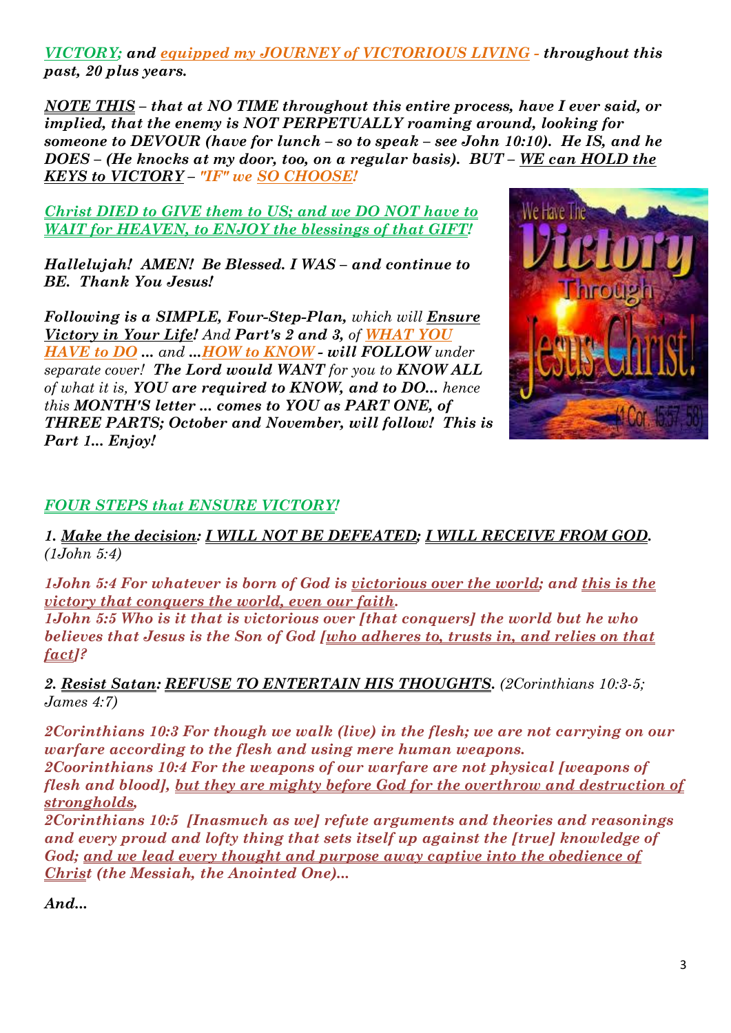***VICTORY;* and *equipped my JOURNEY of VICTORIOUS LIVING* - throughout this past, 20 plus years.**

***NOTE THIS* – that at NO TIME throughout this entire process, have I ever said, or implied, that the enemy is NOT PERPETUALLY roaming around, looking for someone to DEVOUR (have for lunch – so to speak – see John 10:10). He IS, and he DOES – (He knocks at my door, too, on a regular basis). BUT – *WE can HOLD the KEYS to VICTORY* – "IF" we *SO CHOOSE!***

***Christ DIED to GIVE them to US; and we DO NOT have to WAIT for HEAVEN, to ENJOY the blessings of that GIFT!***

***Hallelujah! AMEN! Be Blessed. I WAS – and continue to BE. Thank You Jesus!***

***Following is a SIMPLE, Four-Step-Plan,** which will **Ensure Victory in Your Life!** And **Part's 2 and 3,** of **WHAT YOU HAVE to DO** ... and ...**HOW to KNOW** - **will FOLLOW** under separate cover! **The Lord would WANT** for you to **KNOW ALL** of what it is, **YOU are required to KNOW, and to DO...** hence this **MONTH'S letter ... comes to YOU as PART ONE, of THREE PARTS; October and November, will follow! This is Part 1... Enjoy!***

***FOUR STEPS that ENSURE VICTORY!***

***1. Make the decision: I WILL NOT BE DEFEATED; I WILL RECEIVE FROM GOD.** (1John 5:4)*

***1John 5:4 For whatever is born of God is victorious over the world; and this is the victory that conquers the world, even our faith.***
***1John 5:5 Who is it that is victorious over [that conquers] the world but he who believes that Jesus is the Son of God [who adheres to, trusts in, and relies on that fact]?***

***2. Resist Satan: REFUSE TO ENTERTAIN HIS THOUGHTS.** (2Corinthians 10:3-5; James 4:7)*

***2Corinthians 10:3 For though we walk (live) in the flesh; we are not carrying on our warfare according to the flesh and using mere human weapons.***
***2Coorinthians 10:4 For the weapons of our warfare are not physical [weapons of flesh and blood], but they are mighty before God for the overthrow and destruction of strongholds,***
***2Corinthians 10:5 [Inasmuch as we] refute arguments and theories and reasonings and every proud and lofty thing that sets itself up against the [true] knowledge of God; and we lead every thought and purpose away captive into the obedience of Christ (the Messiah, the Anointed One)...***

***And...***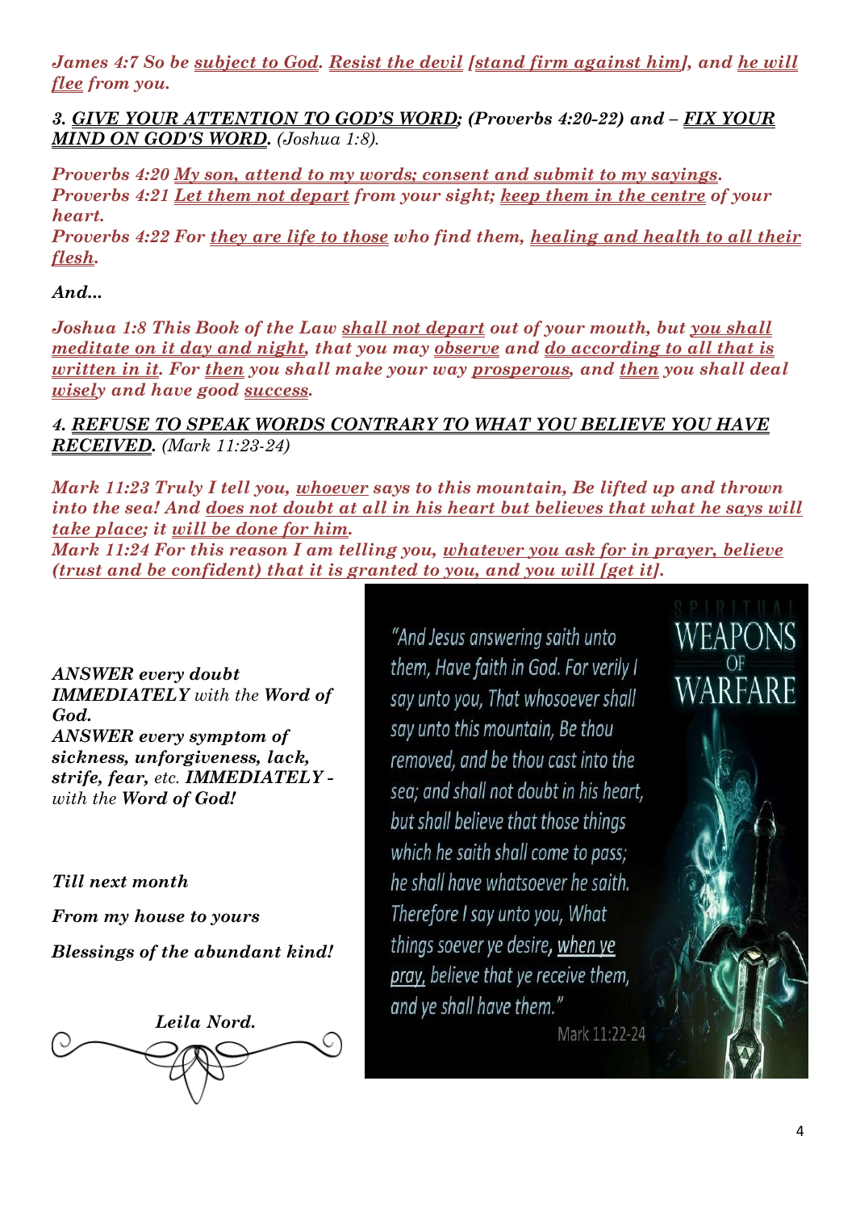***James 4:7 So be <u>subject to God</u>. <u>Resist the devil</u> [<u>stand firm against him</u>], and <u>he will flee</u> from you.***

***3. <u>GIVE YOUR ATTENTION TO GOD'S WORD</u>; (Proverbs 4:20-22) and – <u>FIX YOUR MIND ON GOD'S WORD</u>.*** *(Joshua 1:8).*

***Proverbs 4:20 <u>My son, attend to my words; consent and submit to my sayings</u>.***
***Proverbs 4:21 <u>Let them not depart</u> from your sight; <u>keep them in the centre</u> of your heart.***
***Proverbs 4:22 For <u>they are life to those</u> who find them, <u>healing and health to all their flesh</u>.***

***And...***

***Joshua 1:8 This Book of the Law <u>shall not depart</u> out of your mouth, but <u>you shall meditate on it day and night</u>, that you may <u>observe</u> and <u>do according to all that is written in it</u>. For <u>then</u> you shall make your way <u>prosperous</u>, and <u>then</u> you shall deal <u>wisely</u> and have good <u>success</u>.***

***4. <u>REFUSE TO SPEAK WORDS CONTRARY TO WHAT YOU BELIEVE YOU HAVE RECEIVED</u>.*** *(Mark 11:23-24)*

***Mark 11:23 Truly I tell you, <u>whoever</u> says to this mountain, Be lifted up and thrown into the sea! And <u>does not doubt at all in his heart but believes that what he says will take place</u>; it <u>will be done for him</u>.***
***Mark 11:24 For this reason I am telling you, <u>whatever you ask for in prayer, believe (trust and be confident) that it is granted to you, and you will [get it]</u>.***

***ANSWER every doubt IMMEDIATELY** with the **Word of God.***
***ANSWER every symptom of sickness, unforgiveness, lack, strife, fear,** etc. **IMMEDIATELY -** with the **Word of God!***

***Till next month***

***From my house to yours***

***Blessings of the abundant kind!***

***Leila Nord.***

SPIRITUAL WEAPONS OF WARFARE

*"And Jesus answering saith unto them, Have faith in God. For verily I say unto you, That whosoever shall say unto this mountain, Be thou removed, and be thou cast into the sea; and shall not doubt in his heart, but shall believe that those things which he saith shall come to pass; he shall have whatsoever he saith. Therefore I say unto you, What things soever ye desire, <u>when ye pray</u>, believe that ye receive them, and ye shall have them."*

Mark 11:22-24